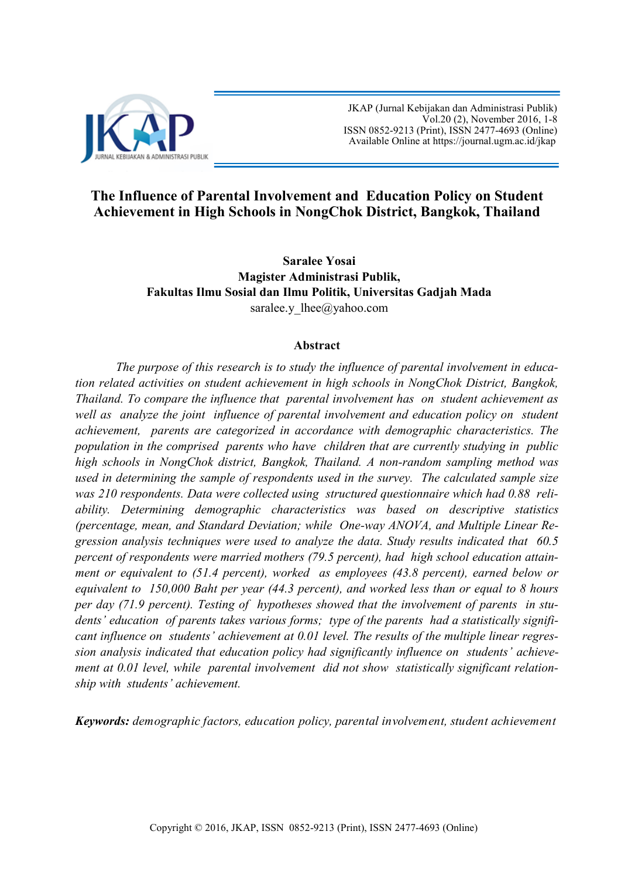# The Influence of Parental Involvement and Education Policy on Student Achievement in High Schools in NongChok District, Bangkok, Thailand

**Saralee Yosai**
**Magister Administrasi Publik,**
**Fakultas Ilmu Sosial dan Ilmu Politik, Universitas Gadjah Mada**
saralee.y_lhee@yahoo.com

## Abstract

*The purpose of this research is to study the influence of parental involvement in education related activities on student achievement in high schools in NongChok District, Bangkok, Thailand. To compare the influence that parental involvement has on student achievement as well as analyze the joint influence of parental involvement and education policy on student achievement, parents are categorized in accordance with demographic characteristics. The population in the comprised parents who have children that are currently studying in public high schools in NongChok district, Bangkok, Thailand. A non-random sampling method was used in determining the sample of respondents used in the survey. The calculated sample size was 210 respondents. Data were collected using structured questionnaire which had 0.88 reliability. Determining demographic characteristics was based on descriptive statistics (percentage, mean, and Standard Deviation; while One-way ANOVA, and Multiple Linear Regression analysis techniques were used to analyze the data. Study results indicated that 60.5 percent of respondents were married mothers (79.5 percent), had high school education attainment or equivalent to (51.4 percent), worked as employees (43.8 percent), earned below or equivalent to 150,000 Baht per year (44.3 percent), and worked less than or equal to 8 hours per day (71.9 percent). Testing of hypotheses showed that the involvement of parents in students' education of parents takes various forms; type of the parents had a statistically significant influence on students' achievement at 0.01 level. The results of the multiple linear regression analysis indicated that education policy had significantly influence on students' achievement at 0.01 level, while parental involvement did not show statistically significant relationship with students' achievement.*

***Keywords:*** *demographic factors, education policy, parental involvement, student achievement*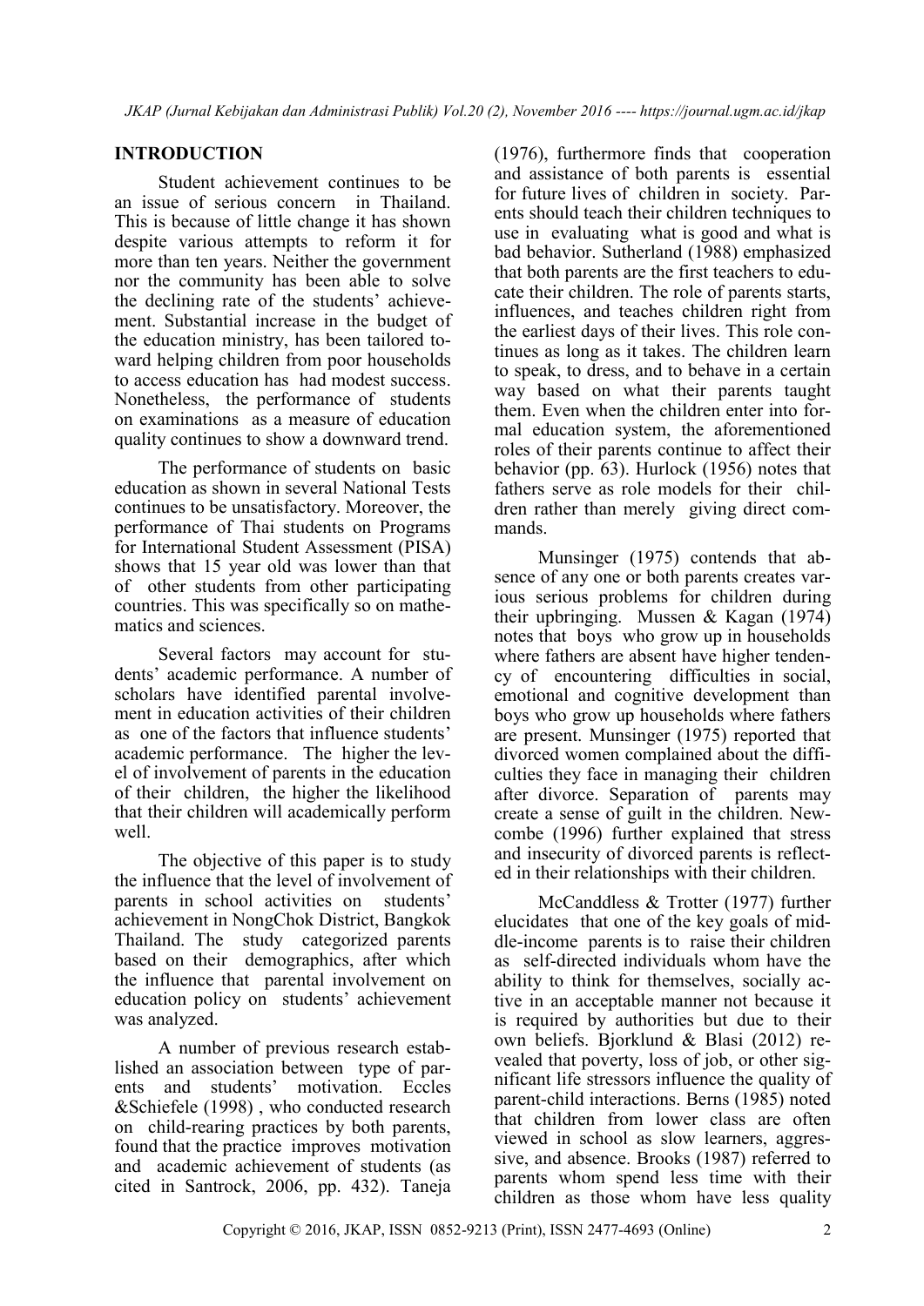## INTRODUCTION

Student achievement continues to be an issue of serious concern in Thailand. This is because of little change it has shown despite various attempts to reform it for more than ten years. Neither the government nor the community has been able to solve the declining rate of the students' achievement. Substantial increase in the budget of the education ministry, has been tailored toward helping children from poor households to access education has had modest success. Nonetheless, the performance of students on examinations as a measure of education quality continues to show a downward trend.

The performance of students on basic education as shown in several National Tests continues to be unsatisfactory. Moreover, the performance of Thai students on Programs for International Student Assessment (PISA) shows that 15 year old was lower than that of other students from other participating countries. This was specifically so on mathematics and sciences.

Several factors may account for students' academic performance. A number of scholars have identified parental involvement in education activities of their children as one of the factors that influence students' academic performance. The higher the level of involvement of parents in the education of their children, the higher the likelihood that their children will academically perform well.

The objective of this paper is to study the influence that the level of involvement of parents in school activities on students' achievement in NongChok District, Bangkok Thailand. The study categorized parents based on their demographics, after which the influence that parental involvement on education policy on students' achievement was analyzed.

A number of previous research established an association between type of parents and students' motivation. Eccles &Schiefele (1998) , who conducted research on child-rearing practices by both parents, found that the practice improves motivation and academic achievement of students (as cited in Santrock, 2006, pp. 432). Taneja (1976), furthermore finds that cooperation and assistance of both parents is essential for future lives of children in society. Parents should teach their children techniques to use in evaluating what is good and what is bad behavior. Sutherland (1988) emphasized that both parents are the first teachers to educate their children. The role of parents starts, influences, and teaches children right from the earliest days of their lives. This role continues as long as it takes. The children learn to speak, to dress, and to behave in a certain way based on what their parents taught them. Even when the children enter into formal education system, the aforementioned roles of their parents continue to affect their behavior (pp. 63). Hurlock (1956) notes that fathers serve as role models for their children rather than merely giving direct commands.

Munsinger (1975) contends that absence of any one or both parents creates various serious problems for children during their upbringing. Mussen & Kagan (1974) notes that boys who grow up in households where fathers are absent have higher tendency of encountering difficulties in social, emotional and cognitive development than boys who grow up households where fathers are present. Munsinger (1975) reported that divorced women complained about the difficulties they face in managing their children after divorce. Separation of parents may create a sense of guilt in the children. Newcombe (1996) further explained that stress and insecurity of divorced parents is reflected in their relationships with their children.

McCanddless & Trotter (1977) further elucidates that one of the key goals of middle-income parents is to raise their children as self-directed individuals whom have the ability to think for themselves, socially active in an acceptable manner not because it is required by authorities but due to their own beliefs. Bjorklund & Blasi (2012) revealed that poverty, loss of job, or other significant life stressors influence the quality of parent-child interactions. Berns (1985) noted that children from lower class are often viewed in school as slow learners, aggressive, and absence. Brooks (1987) referred to parents whom spend less time with their children as those whom have less quality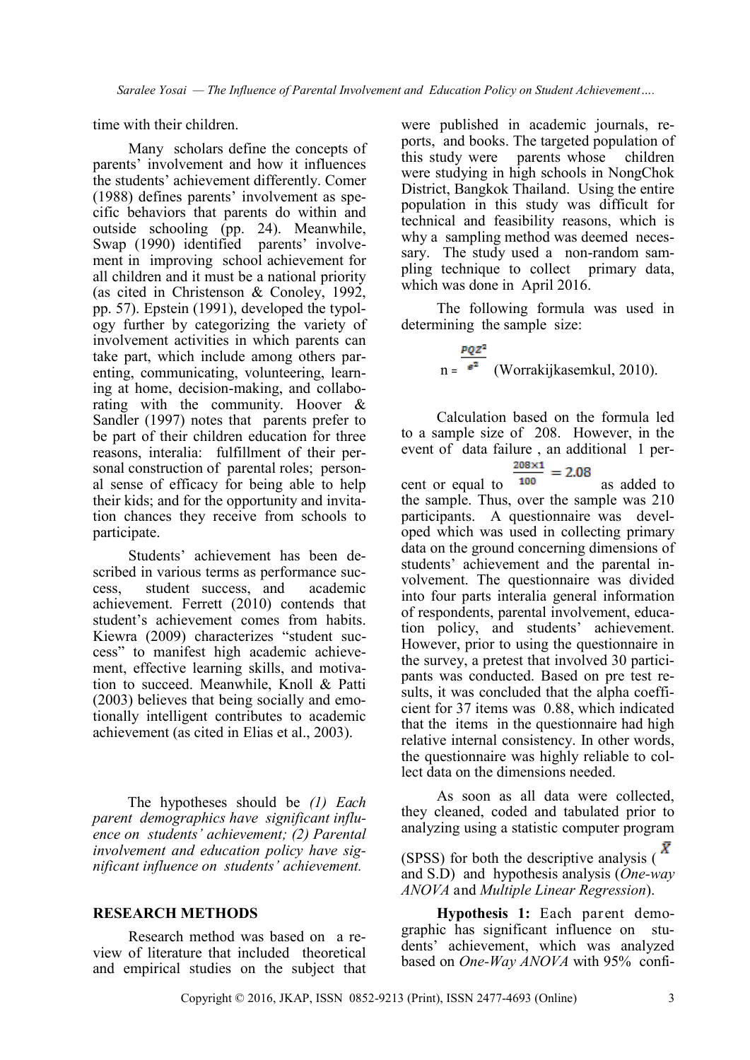time with their children.

Many scholars define the concepts of parents' involvement and how it influences the students' achievement differently. Comer (1988) defines parents' involvement as specific behaviors that parents do within and outside schooling (pp. 24). Meanwhile, Swap (1990) identified parents' involvement in improving school achievement for all children and it must be a national priority (as cited in Christenson & Conoley, 1992, pp. 57). Epstein (1991), developed the typology further by categorizing the variety of involvement activities in which parents can take part, which include among others parenting, communicating, volunteering, learning at home, decision-making, and collaborating with the community. Hoover & Sandler (1997) notes that parents prefer to be part of their children education for three reasons, interalia: fulfillment of their personal construction of parental roles; personal sense of efficacy for being able to help their kids; and for the opportunity and invitation chances they receive from schools to participate.

Students' achievement has been described in various terms as performance success, student success, and academic achievement. Ferrett (2010) contends that student's achievement comes from habits. Kiewra (2009) characterizes "student success" to manifest high academic achievement, effective learning skills, and motivation to succeed. Meanwhile, Knoll & Patti (2003) believes that being socially and emotionally intelligent contributes to academic achievement (as cited in Elias et al., 2003).

The hypotheses should be *(1) Each parent demographics have significant influence on students' achievement; (2) Parental involvement and education policy have significant influence on students' achievement.*

## RESEARCH METHODS

Research method was based on a review of literature that included theoretical and empirical studies on the subject that were published in academic journals, reports, and books. The targeted population of this study were parents whose children were studying in high schools in NongChok District, Bangkok Thailand. Using the entire population in this study was difficult for technical and feasibility reasons, which is why a sampling method was deemed necessary. The study used a non-random sampling technique to collect primary data, which was done in April 2016.

The following formula was used in determining the sample size:

$$n = \frac{PQZ^2}{e^2} \quad \text{(Worrakijkasemkul, 2010).}$$

Calculation based on the formula led to a sample size of 208. However, in the event of data failure , an additional 1 percent or equal to $\frac{208 \times 1}{100} = 2.08$ as added to the sample. Thus, over the sample was 210 participants. A questionnaire was developed which was used in collecting primary data on the ground concerning dimensions of students' achievement and the parental involvement. The questionnaire was divided into four parts interalia general information of respondents, parental involvement, education policy, and students' achievement. However, prior to using the questionnaire in the survey, a pretest that involved 30 participants was conducted. Based on pre test results, it was concluded that the alpha coefficient for 37 items was 0.88, which indicated that the items in the questionnaire had high relative internal consistency. In other words, the questionnaire was highly reliable to collect data on the dimensions needed.

As soon as all data were collected, they cleaned, coded and tabulated prior to analyzing using a statistic computer program (SPSS) for both the descriptive analysis ( $\bar{X}$ and S.D) and hypothesis analysis (*One-way ANOVA* and *Multiple Linear Regression*).

**Hypothesis 1:** Each parent demographic has significant influence on students' achievement, which was analyzed based on *One-Way ANOVA* with 95% confi-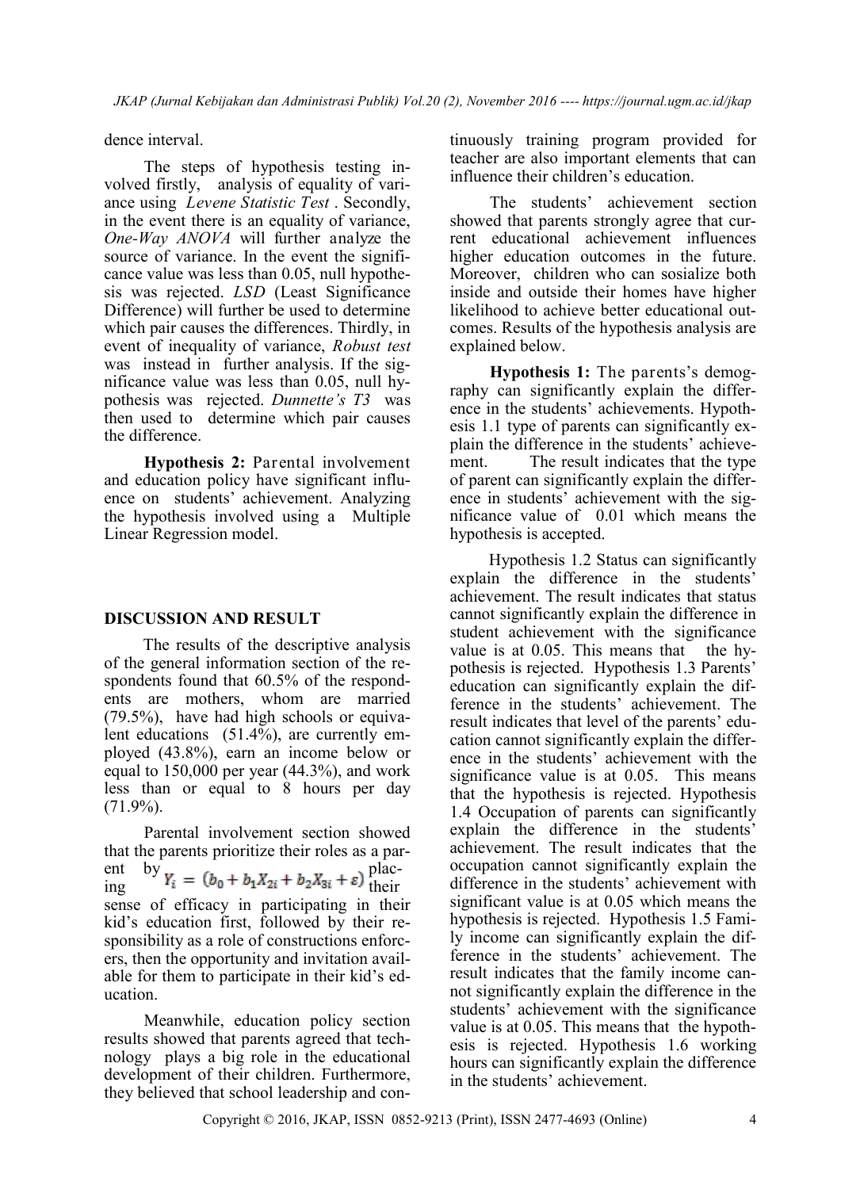dence interval.

The steps of hypothesis testing involved firstly, analysis of equality of variance using *Levene Statistic Test* . Secondly, in the event there is an equality of variance, *One-Way ANOVA* will further analyze the source of variance. In the event the significance value was less than 0.05, null hypothesis was rejected. *LSD* (Least Significance Difference) will further be used to determine which pair causes the differences. Thirdly, in event of inequality of variance, *Robust test* was instead in further analysis. If the significance value was less than 0.05, null hypothesis was rejected. *Dunnette's T3* was then used to determine which pair causes the difference.

**Hypothesis 2:** Parental involvement and education policy have significant influence on students' achievement. Analyzing the hypothesis involved using a Multiple Linear Regression model.

## DISCUSSION AND RESULT

The results of the descriptive analysis of the general information section of the respondents found that 60.5% of the respondents are mothers, whom are married (79.5%), have had high schools or equivalent educations (51.4%), are currently employed (43.8%), earn an income below or equal to 150,000 per year (44.3%), and work less than or equal to 8 hours per day (71.9%).

Parental involvement section showed that the parents prioritize their roles as a parent by $Y_i = (b_0 + b_1X_{2i} + b_2X_{3i} + \varepsilon)$ placing their sense of efficacy in participating in their kid's education first, followed by their responsibility as a role of constructions enforcers, then the opportunity and invitation available for them to participate in their kid's education.

Meanwhile, education policy section results showed that parents agreed that technology plays a big role in the educational development of their children. Furthermore, they believed that school leadership and continuously training program provided for teacher are also important elements that can influence their children's education.

The students' achievement section showed that parents strongly agree that current educational achievement influences higher education outcomes in the future. Moreover, children who can sosialize both inside and outside their homes have higher likelihood to achieve better educational outcomes. Results of the hypothesis analysis are explained below.

**Hypothesis 1:** The parents's demography can significantly explain the difference in the students' achievements. Hypothesis 1.1 type of parents can significantly explain the difference in the students' achievement. The result indicates that the type of parent can significantly explain the difference in students' achievement with the significance value of 0.01 which means the hypothesis is accepted.

Hypothesis 1.2 Status can significantly explain the difference in the students' achievement. The result indicates that status cannot significantly explain the difference in student achievement with the significance value is at 0.05. This means that the hypothesis is rejected. Hypothesis 1.3 Parents' education can significantly explain the difference in the students' achievement. The result indicates that level of the parents' education cannot significantly explain the difference in the students' achievement with the significance value is at 0.05. This means that the hypothesis is rejected. Hypothesis 1.4 Occupation of parents can significantly explain the difference in the students' achievement. The result indicates that the occupation cannot significantly explain the difference in the students' achievement with significant value is at 0.05 which means the hypothesis is rejected. Hypothesis 1.5 Family income can significantly explain the difference in the students' achievement. The result indicates that the family income cannot significantly explain the difference in the students' achievement with the significance value is at 0.05. This means that the hypothesis is rejected. Hypothesis 1.6 working hours can significantly explain the difference in the students' achievement.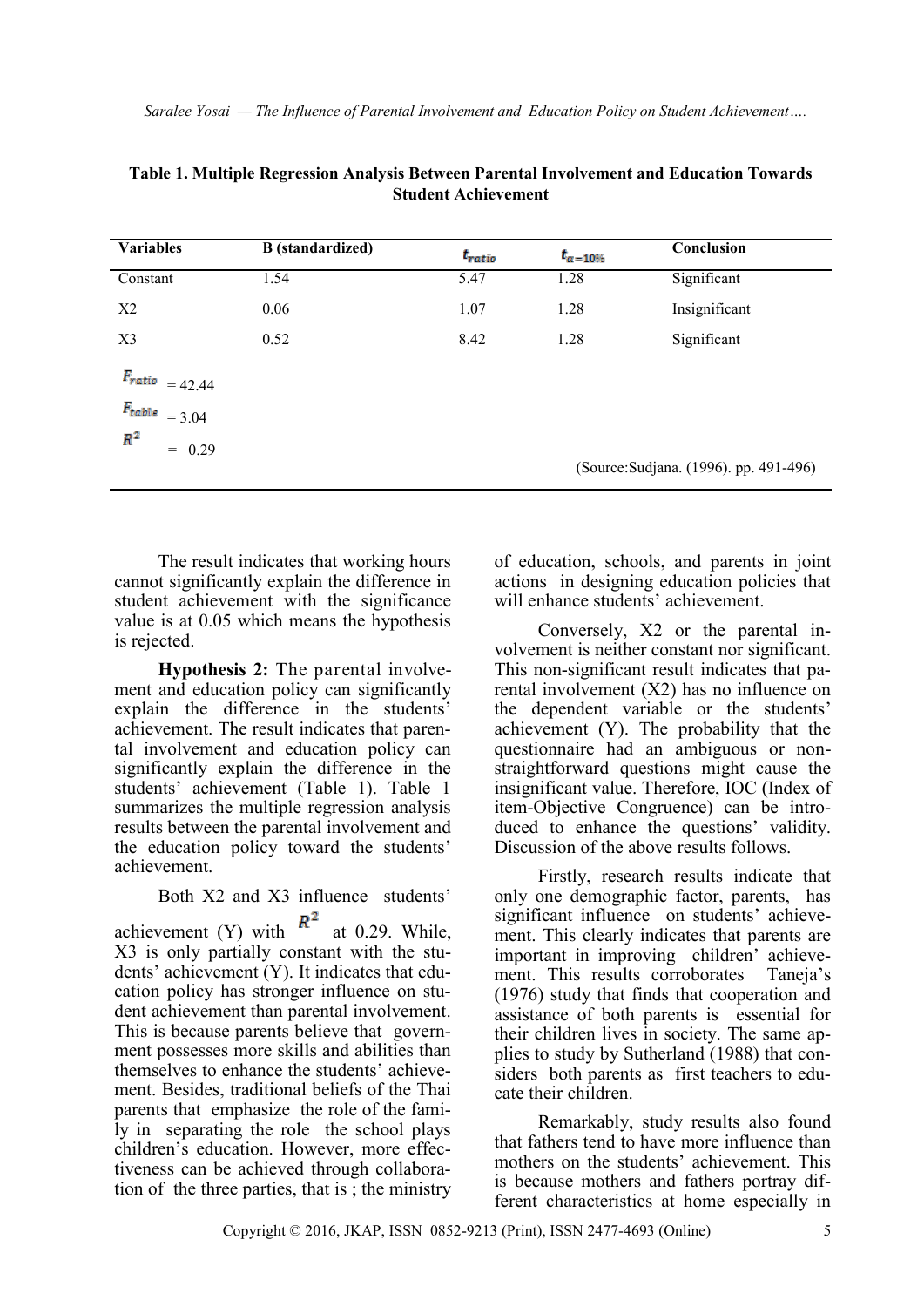**Table 1. Multiple Regression Analysis Between Parental Involvement and Education Towards Student Achievement**

| Variables | B (standardized) | $t_{ratio}$ | $t_{\alpha=10\%}$ | Conclusion |
|---|---|---|---|---|
| Constant | 1.54 | 5.47 | 1.28 | Significant |
| X2 | 0.06 | 1.07 | 1.28 | Insignificant |
| X3 | 0.52 | 8.42 | 1.28 | Significant |

$F_{ratio}$ = 42.44

$F_{table}$ = 3.04

$R^2$ = 0.29

(Source:Sudjana. (1996). pp. 491-496)

The result indicates that working hours cannot significantly explain the difference in student achievement with the significance value is at 0.05 which means the hypothesis is rejected.

**Hypothesis 2:** The parental involvement and education policy can significantly explain the difference in the students' achievement. The result indicates that parental involvement and education policy can significantly explain the difference in the students' achievement (Table 1). Table 1 summarizes the multiple regression analysis results between the parental involvement and the education policy toward the students' achievement.

Both X2 and X3 influence students' achievement (Y) with $R^2$ at 0.29. While, X3 is only partially constant with the students' achievement (Y). It indicates that education policy has stronger influence on student achievement than parental involvement. This is because parents believe that government possesses more skills and abilities than themselves to enhance the students' achievement. Besides, traditional beliefs of the Thai parents that emphasize the role of the family in separating the role the school plays children's education. However, more effectiveness can be achieved through collaboration of the three parties, that is ; the ministry of education, schools, and parents in joint actions in designing education policies that will enhance students' achievement.

Conversely, X2 or the parental involvement is neither constant nor significant. This non-significant result indicates that parental involvement (X2) has no influence on the dependent variable or the students' achievement (Y). The probability that the questionnaire had an ambiguous or non-straightforward questions might cause the insignificant value. Therefore, IOC (Index of item-Objective Congruence) can be introduced to enhance the questions' validity. Discussion of the above results follows.

Firstly, research results indicate that only one demographic factor, parents, has significant influence on students' achievement. This clearly indicates that parents are important in improving children' achievement. This results corroborates Taneja's (1976) study that finds that cooperation and assistance of both parents is essential for their children lives in society. The same applies to study by Sutherland (1988) that considers both parents as first teachers to educate their children.

Remarkably, study results also found that fathers tend to have more influence than mothers on the students' achievement. This is because mothers and fathers portray different characteristics at home especially in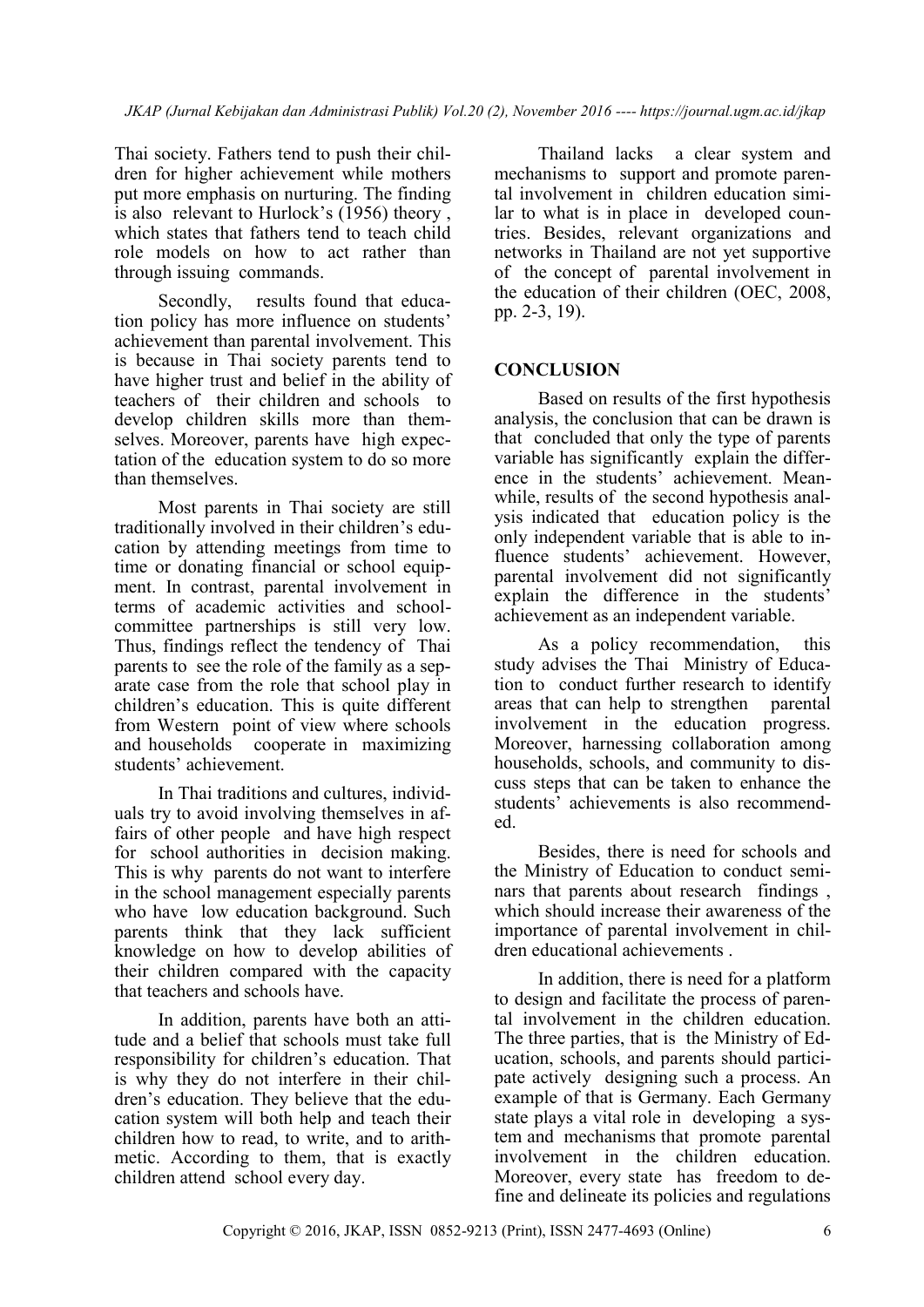Thai society. Fathers tend to push their children for higher achievement while mothers put more emphasis on nurturing. The finding is also relevant to Hurlock's (1956) theory , which states that fathers tend to teach child role models on how to act rather than through issuing commands.

Secondly, results found that education policy has more influence on students' achievement than parental involvement. This is because in Thai society parents tend to have higher trust and belief in the ability of teachers of their children and schools to develop children skills more than themselves. Moreover, parents have high expectation of the education system to do so more than themselves.

Most parents in Thai society are still traditionally involved in their children's education by attending meetings from time to time or donating financial or school equipment. In contrast, parental involvement in terms of academic activities and school-committee partnerships is still very low. Thus, findings reflect the tendency of Thai parents to see the role of the family as a separate case from the role that school play in children's education. This is quite different from Western point of view where schools and households cooperate in maximizing students' achievement.

In Thai traditions and cultures, individuals try to avoid involving themselves in affairs of other people and have high respect for school authorities in decision making. This is why parents do not want to interfere in the school management especially parents who have low education background. Such parents think that they lack sufficient knowledge on how to develop abilities of their children compared with the capacity that teachers and schools have.

In addition, parents have both an attitude and a belief that schools must take full responsibility for children's education. That is why they do not interfere in their children's education. They believe that the education system will both help and teach their children how to read, to write, and to arithmetic. According to them, that is exactly children attend school every day.

Thailand lacks a clear system and mechanisms to support and promote parental involvement in children education similar to what is in place in developed countries. Besides, relevant organizations and networks in Thailand are not yet supportive of the concept of parental involvement in the education of their children (OEC, 2008, pp. 2-3, 19).

## CONCLUSION

Based on results of the first hypothesis analysis, the conclusion that can be drawn is that concluded that only the type of parents variable has significantly explain the difference in the students' achievement. Meanwhile, results of the second hypothesis analysis indicated that education policy is the only independent variable that is able to influence students' achievement. However, parental involvement did not significantly explain the difference in the students' achievement as an independent variable.

As a policy recommendation, this study advises the Thai Ministry of Education to conduct further research to identify areas that can help to strengthen parental involvement in the education progress. Moreover, harnessing collaboration among households, schools, and community to discuss steps that can be taken to enhance the students' achievements is also recommended.

Besides, there is need for schools and the Ministry of Education to conduct seminars that parents about research findings , which should increase their awareness of the importance of parental involvement in children educational achievements .

In addition, there is need for a platform to design and facilitate the process of parental involvement in the children education. The three parties, that is the Ministry of Education, schools, and parents should participate actively designing such a process. An example of that is Germany. Each Germany state plays a vital role in developing a system and mechanisms that promote parental involvement in the children education. Moreover, every state has freedom to define and delineate its policies and regulations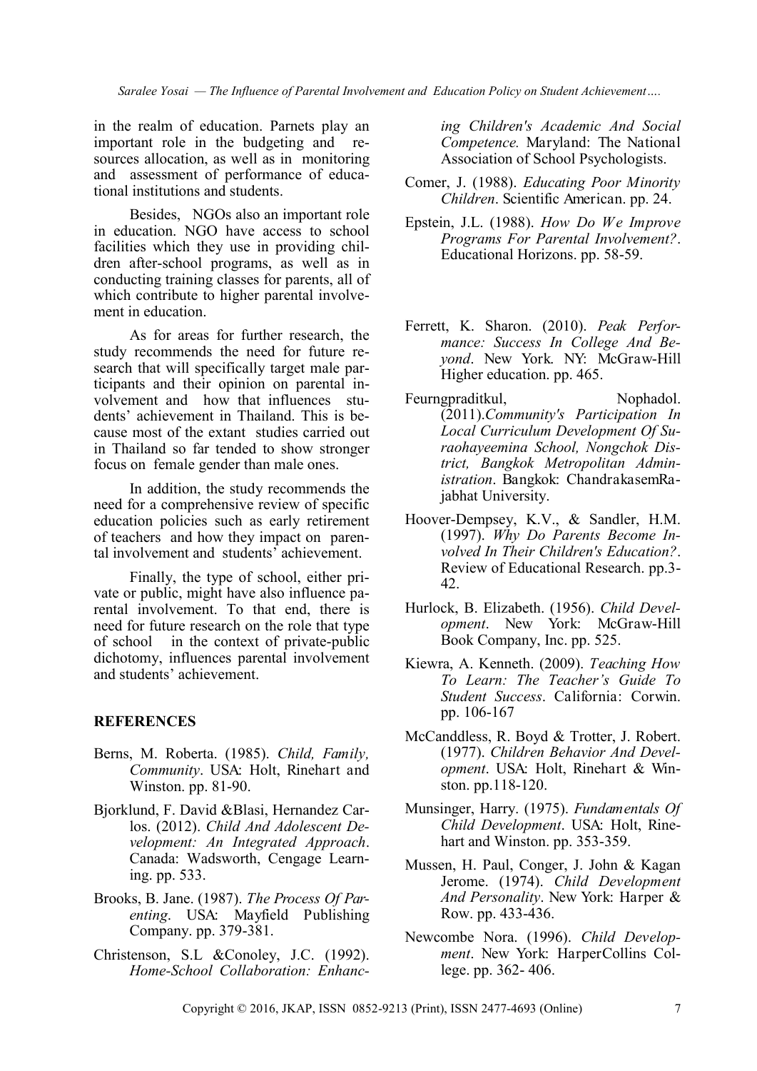in the realm of education. Parnets play an important role in the budgeting and resources allocation, as well as in monitoring and assessment of performance of educational institutions and students.

Besides, NGOs also an important role in education. NGO have access to school facilities which they use in providing children after-school programs, as well as in conducting training classes for parents, all of which contribute to higher parental involvement in education.

As for areas for further research, the study recommends the need for future research that will specifically target male participants and their opinion on parental involvement and how that influences students' achievement in Thailand. This is because most of the extant studies carried out in Thailand so far tended to show stronger focus on female gender than male ones.

In addition, the study recommends the need for a comprehensive review of specific education policies such as early retirement of teachers and how they impact on parental involvement and students' achievement.

Finally, the type of school, either private or public, might have also influence parental involvement. To that end, there is need for future research on the role that type of school in the context of private-public dichotomy, influences parental involvement and students' achievement.

**REFERENCES**

Berns, M. Roberta. (1985). *Child, Family, Community*. USA: Holt, Rinehart and Winston. pp. 81-90.

Bjorklund, F. David &Blasi, Hernandez Carlos. (2012). *Child And Adolescent Development: An Integrated Approach*. Canada: Wadsworth, Cengage Learning. pp. 533.

Brooks, B. Jane. (1987). *The Process Of Parenting*. USA: Mayfield Publishing Company. pp. 379-381.

Christenson, S.L &Conoley, J.C. (1992). *Home-School Collaboration: Enhancing Children's Academic And Social Competence.* Maryland: The National Association of School Psychologists.

Comer, J. (1988). *Educating Poor Minority Children*. Scientific American. pp. 24.

Epstein, J.L. (1988). *How Do We Improve Programs For Parental Involvement?*. Educational Horizons. pp. 58-59.

Ferrett, K. Sharon. (2010). *Peak Performance: Success In College And Beyond*. New York. NY: McGraw-Hill Higher education. pp. 465.

Feurngpraditkul, Nophadol. (2011).*Community's Participation In Local Curriculum Development Of Suraohayeemina School, Nongchok District, Bangkok Metropolitan Administration*. Bangkok: ChandrakasemRajabhat University.

Hoover-Dempsey, K.V., & Sandler, H.M. (1997). *Why Do Parents Become Involved In Their Children's Education?*. Review of Educational Research. pp.3-42.

Hurlock, B. Elizabeth. (1956). *Child Development*. New York: McGraw-Hill Book Company, Inc. pp. 525.

Kiewra, A. Kenneth. (2009). *Teaching How To Learn: The Teacher's Guide To Student Success*. California: Corwin. pp. 106-167

McCanddless, R. Boyd & Trotter, J. Robert. (1977). *Children Behavior And Development*. USA: Holt, Rinehart & Winston. pp.118-120.

Munsinger, Harry. (1975). *Fundamentals Of Child Development*. USA: Holt, Rinehart and Winston. pp. 353-359.

Mussen, H. Paul, Conger, J. John & Kagan Jerome. (1974). *Child Development And Personality*. New York: Harper & Row. pp. 433-436.

Newcombe Nora. (1996). *Child Development*. New York: HarperCollins College. pp. 362- 406.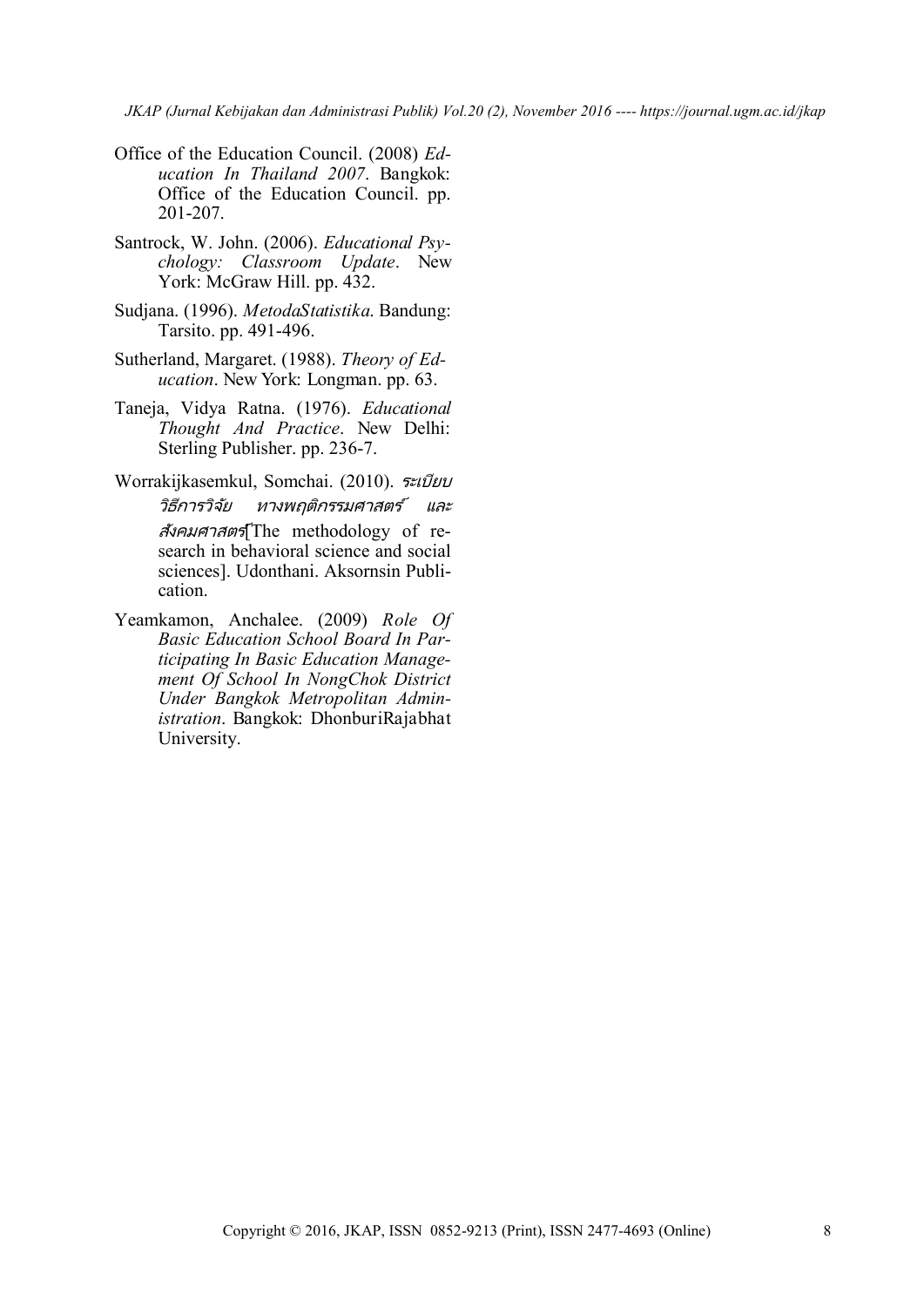Office of the Education Council. (2008) *Education In Thailand 2007*. Bangkok: Office of the Education Council. pp. 201-207.

Santrock, W. John. (2006). *Educational Psychology: Classroom Update*. New York: McGraw Hill. pp. 432.

Sudjana. (1996). *MetodaStatistika*. Bandung: Tarsito. pp. 491-496.

Sutherland, Margaret. (1988). *Theory of Education*. New York: Longman. pp. 63.

Taneja, Vidya Ratna. (1976). *Educational Thought And Practice*. New Delhi: Sterling Publisher. pp. 236-7.

Worrakijkasemkul, Somchai. (2010). *ระเบียบวิธีการวิจัย ทางพฤติกรรมศาสตร์ และสังคมศาสตร์*[The methodology of research in behavioral science and social sciences]. Udonthani. Aksornsin Publication.

Yeamkamon, Anchalee. (2009) *Role Of Basic Education School Board In Participating In Basic Education Management Of School In NongChok District Under Bangkok Metropolitan Administration*. Bangkok: DhonburiRajabhat University.